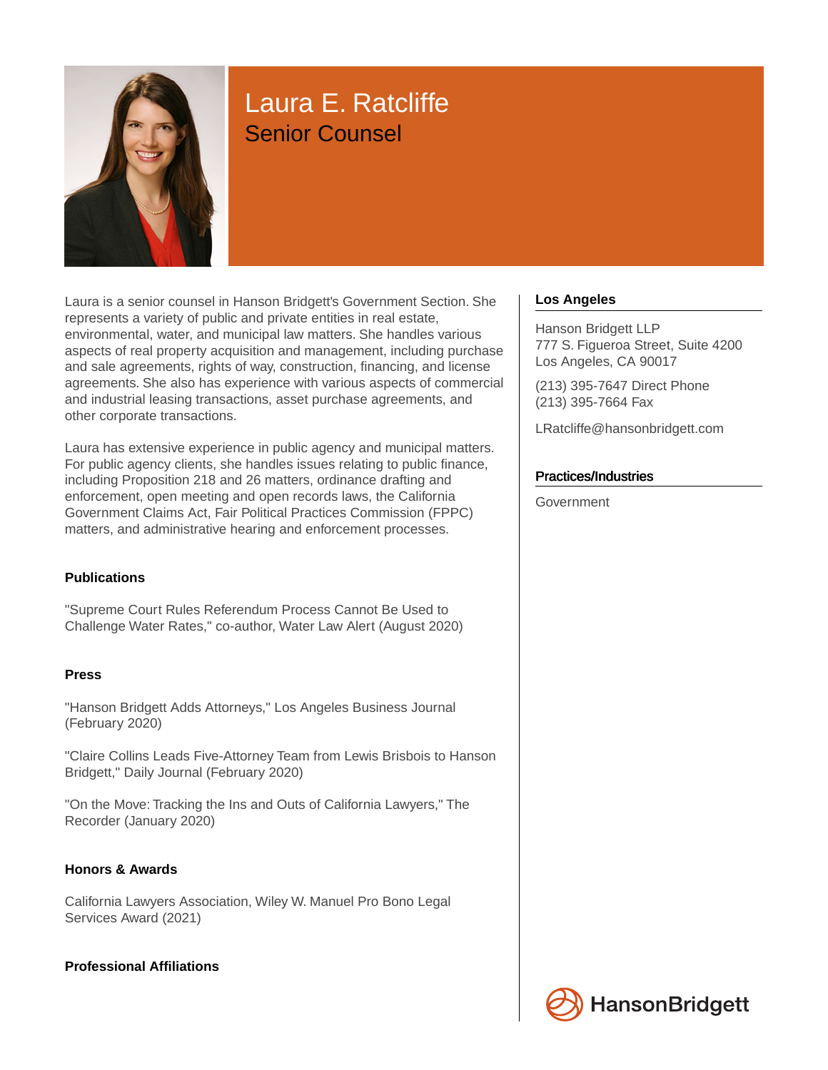# Laura E. Ratcliffe

## Senior Counsel

Laura is a senior counsel in Hanson Bridgett's Government Section. She represents a variety of public and private entities in real estate, environmental, water, and municipal law matters. She handles various aspects of real property acquisition and management, including purchase and sale agreements, rights of way, construction, financing, and license agreements. She also has experience with various aspects of commercial and industrial leasing transactions, asset purchase agreements, and other corporate transactions.

Laura has extensive experience in public agency and municipal matters. For public agency clients, she handles issues relating to public finance, including Proposition 218 and 26 matters, ordinance drafting and enforcement, open meeting and open records laws, the California Government Claims Act, Fair Political Practices Commission (FPPC) matters, and administrative hearing and enforcement processes.

### Publications

"Supreme Court Rules Referendum Process Cannot Be Used to Challenge Water Rates," co-author, Water Law Alert (August 2020)

### Press

"Hanson Bridgett Adds Attorneys," Los Angeles Business Journal (February 2020)

"Claire Collins Leads Five-Attorney Team from Lewis Brisbois to Hanson Bridgett," Daily Journal (February 2020)

"On the Move: Tracking the Ins and Outs of California Lawyers," The Recorder (January 2020)

### Honors & Awards

California Lawyers Association, Wiley W. Manuel Pro Bono Legal Services Award (2021)

### Professional Affiliations

### Los Angeles

Hanson Bridgett LLP
777 S. Figueroa Street, Suite 4200
Los Angeles, CA 90017

(213) 395-7647 Direct Phone
(213) 395-7664 Fax

LRatcliffe@hansonbridgett.com

### Practices/Industries

Government

HansonBridgett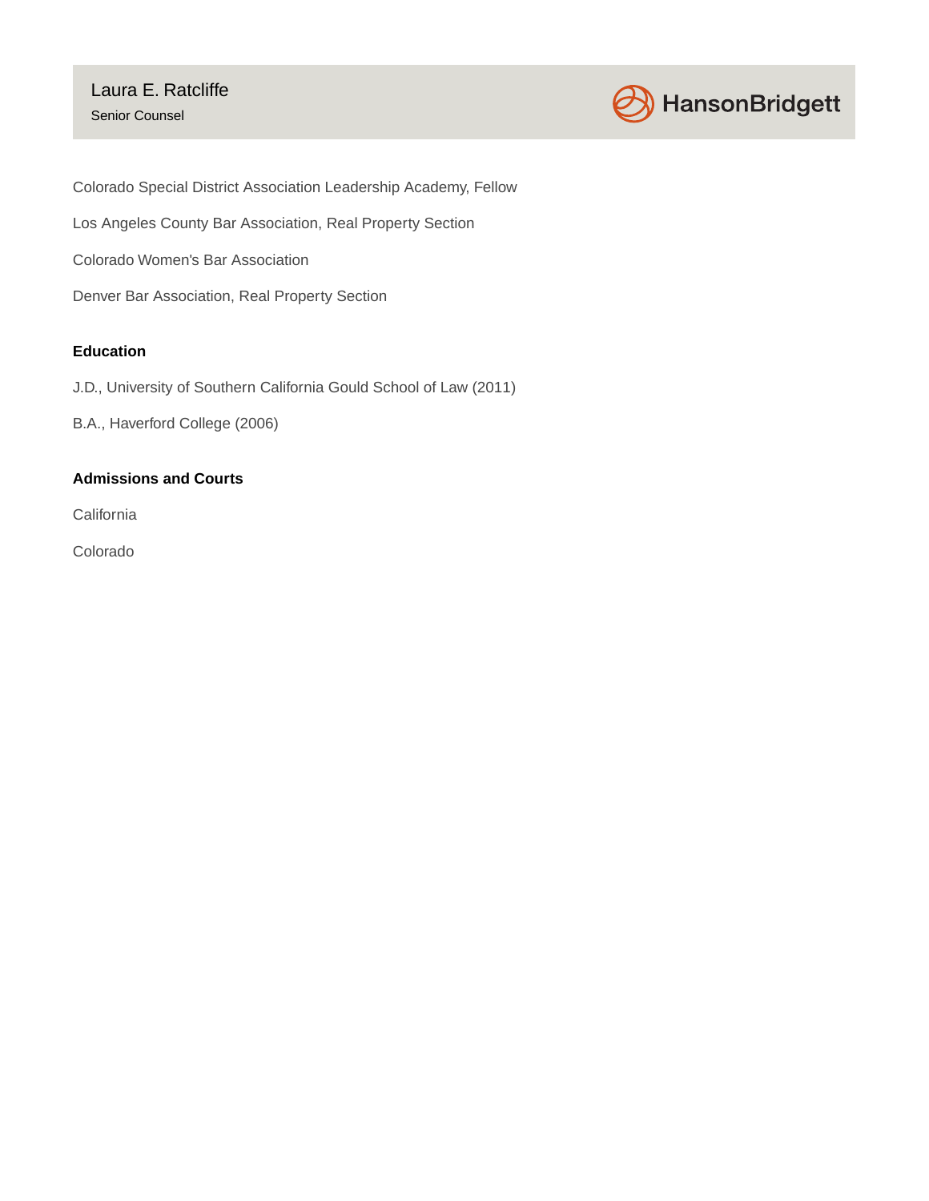Colorado Special District Association Leadership Academy, Fellow

Los Angeles County Bar Association, Real Property Section

Colorado Women's Bar Association

Denver Bar Association, Real Property Section

### Education

J.D., University of Southern California Gould School of Law (2011)

B.A., Haverford College (2006)

### Admissions and Courts

California

Colorado